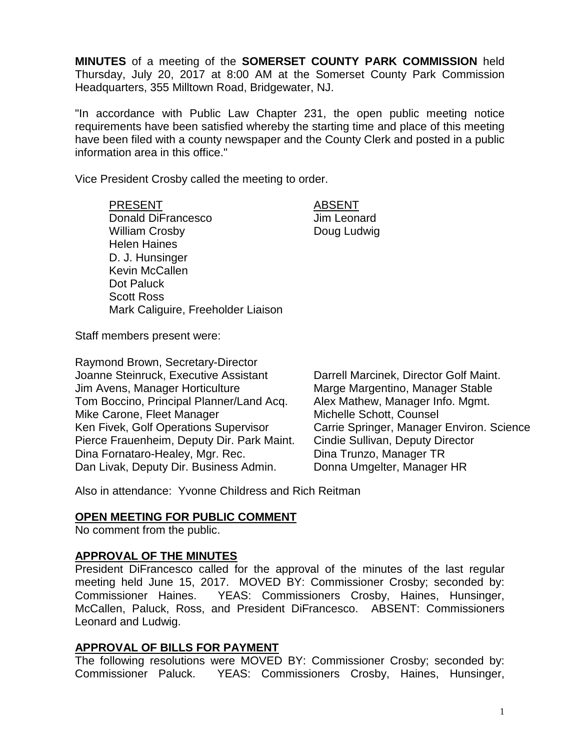**MINUTES** of a meeting of the **SOMERSET COUNTY PARK COMMISSION** held Thursday, July 20, 2017 at 8:00 AM at the Somerset County Park Commission Headquarters, 355 Milltown Road, Bridgewater, NJ.

"In accordance with Public Law Chapter 231, the open public meeting notice requirements have been satisfied whereby the starting time and place of this meeting have been filed with a county newspaper and the County Clerk and posted in a public information area in this office."

Vice President Crosby called the meeting to order.

| PRESENT | ABSENT |
|---|---|
| Donald DiFrancesco | Jim Leonard |
| William Crosby | Doug Ludwig |
| Helen Haines | |
| D. J. Hunsinger | |
| Kevin McCallen | |
| Dot Paluck | |
| Scott Ross | |
| Mark Caliguire, Freeholder Liaison | |

Staff members present were:

Raymond Brown, Secretary-Director
Joanne Steinruck, Executive Assistant
Jim Avens, Manager Horticulture
Tom Boccino, Principal Planner/Land Acq.
Mike Carone, Fleet Manager
Ken Fivek, Golf Operations Supervisor
Pierce Frauenheim, Deputy Dir. Park Maint.
Dina Fornataro-Healey, Mgr. Rec.
Dan Livak, Deputy Dir. Business Admin.
Darrell Marcinek, Director Golf Maint.
Marge Margentino, Manager Stable
Alex Mathew, Manager Info. Mgmt.
Michelle Schott, Counsel
Carrie Springer, Manager Environ. Science
Cindie Sullivan, Deputy Director
Dina Trunzo, Manager TR
Donna Umgelter, Manager HR

Also in attendance: Yvonne Childress and Rich Reitman

## OPEN MEETING FOR PUBLIC COMMENT

No comment from the public.

## APPROVAL OF THE MINUTES

President DiFrancesco called for the approval of the minutes of the last regular meeting held June 15, 2017. MOVED BY: Commissioner Crosby; seconded by: Commissioner Haines. YEAS: Commissioners Crosby, Haines, Hunsinger, McCallen, Paluck, Ross, and President DiFrancesco. ABSENT: Commissioners Leonard and Ludwig.

## APPROVAL OF BILLS FOR PAYMENT

The following resolutions were MOVED BY: Commissioner Crosby; seconded by: Commissioner Paluck. YEAS: Commissioners Crosby, Haines, Hunsinger,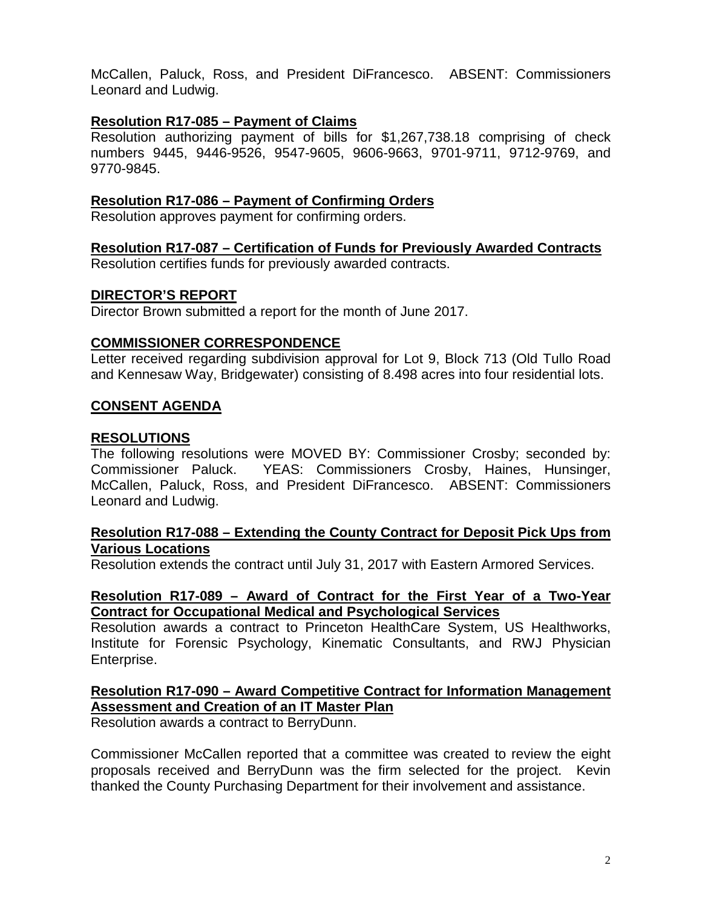McCallen, Paluck, Ross, and President DiFrancesco. ABSENT: Commissioners Leonard and Ludwig.

**Resolution R17-085 – Payment of Claims**

Resolution authorizing payment of bills for $1,267,738.18 comprising of check numbers 9445, 9446-9526, 9547-9605, 9606-9663, 9701-9711, 9712-9769, and 9770-9845.

**Resolution R17-086 – Payment of Confirming Orders**

Resolution approves payment for confirming orders.

**Resolution R17-087 – Certification of Funds for Previously Awarded Contracts**

Resolution certifies funds for previously awarded contracts.

## DIRECTOR'S REPORT

Director Brown submitted a report for the month of June 2017.

## COMMISSIONER CORRESPONDENCE

Letter received regarding subdivision approval for Lot 9, Block 713 (Old Tullo Road and Kennesaw Way, Bridgewater) consisting of 8.498 acres into four residential lots.

## CONSENT AGENDA

## RESOLUTIONS

The following resolutions were MOVED BY: Commissioner Crosby; seconded by: Commissioner Paluck. YEAS: Commissioners Crosby, Haines, Hunsinger, McCallen, Paluck, Ross, and President DiFrancesco. ABSENT: Commissioners Leonard and Ludwig.

**Resolution R17-088 – Extending the County Contract for Deposit Pick Ups from Various Locations**

Resolution extends the contract until July 31, 2017 with Eastern Armored Services.

**Resolution R17-089 – Award of Contract for the First Year of a Two-Year Contract for Occupational Medical and Psychological Services**

Resolution awards a contract to Princeton HealthCare System, US Healthworks, Institute for Forensic Psychology, Kinematic Consultants, and RWJ Physician Enterprise.

**Resolution R17-090 – Award Competitive Contract for Information Management Assessment and Creation of an IT Master Plan**

Resolution awards a contract to BerryDunn.

Commissioner McCallen reported that a committee was created to review the eight proposals received and BerryDunn was the firm selected for the project. Kevin thanked the County Purchasing Department for their involvement and assistance.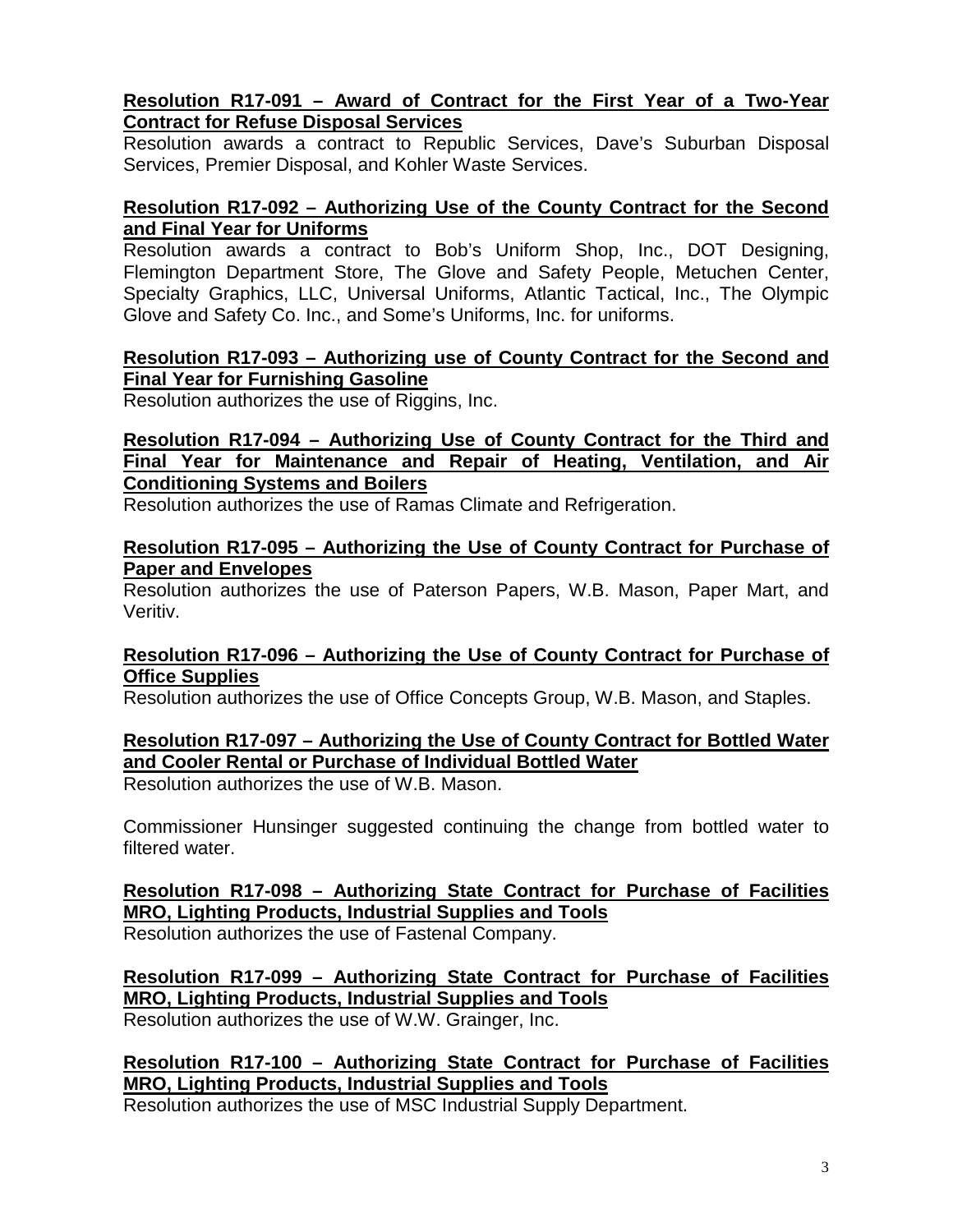**Resolution R17-091 – Award of Contract for the First Year of a Two-Year Contract for Refuse Disposal Services**

Resolution awards a contract to Republic Services, Dave's Suburban Disposal Services, Premier Disposal, and Kohler Waste Services.

**Resolution R17-092 – Authorizing Use of the County Contract for the Second and Final Year for Uniforms**

Resolution awards a contract to Bob's Uniform Shop, Inc., DOT Designing, Flemington Department Store, The Glove and Safety People, Metuchen Center, Specialty Graphics, LLC, Universal Uniforms, Atlantic Tactical, Inc., The Olympic Glove and Safety Co. Inc., and Some's Uniforms, Inc. for uniforms.

**Resolution R17-093 – Authorizing use of County Contract for the Second and Final Year for Furnishing Gasoline**

Resolution authorizes the use of Riggins, Inc.

**Resolution R17-094 – Authorizing Use of County Contract for the Third and Final Year for Maintenance and Repair of Heating, Ventilation, and Air Conditioning Systems and Boilers**

Resolution authorizes the use of Ramas Climate and Refrigeration.

**Resolution R17-095 – Authorizing the Use of County Contract for Purchase of Paper and Envelopes**

Resolution authorizes the use of Paterson Papers, W.B. Mason, Paper Mart, and Veritiv.

**Resolution R17-096 – Authorizing the Use of County Contract for Purchase of Office Supplies**

Resolution authorizes the use of Office Concepts Group, W.B. Mason, and Staples.

**Resolution R17-097 – Authorizing the Use of County Contract for Bottled Water and Cooler Rental or Purchase of Individual Bottled Water**

Resolution authorizes the use of W.B. Mason.

Commissioner Hunsinger suggested continuing the change from bottled water to filtered water.

**Resolution R17-098 – Authorizing State Contract for Purchase of Facilities MRO, Lighting Products, Industrial Supplies and Tools**

Resolution authorizes the use of Fastenal Company.

**Resolution R17-099 – Authorizing State Contract for Purchase of Facilities MRO, Lighting Products, Industrial Supplies and Tools**

Resolution authorizes the use of W.W. Grainger, Inc.

**Resolution R17-100 – Authorizing State Contract for Purchase of Facilities MRO, Lighting Products, Industrial Supplies and Tools**

Resolution authorizes the use of MSC Industrial Supply Department.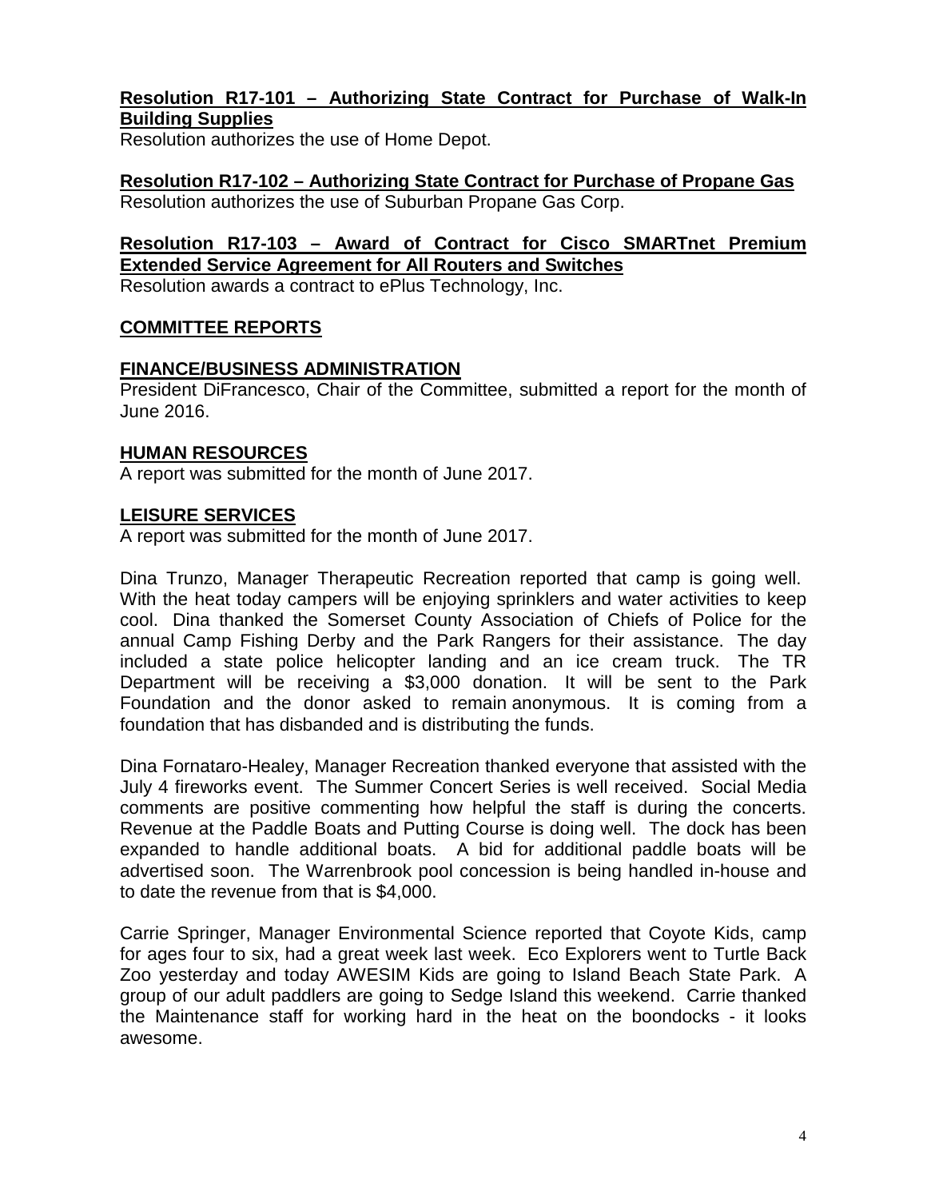**Resolution R17-101 – Authorizing State Contract for Purchase of Walk-In Building Supplies**

Resolution authorizes the use of Home Depot.

**Resolution R17-102 – Authorizing State Contract for Purchase of Propane Gas**

Resolution authorizes the use of Suburban Propane Gas Corp.

**Resolution R17-103 – Award of Contract for Cisco SMARTnet Premium Extended Service Agreement for All Routers and Switches**

Resolution awards a contract to ePlus Technology, Inc.

## COMMITTEE REPORTS

### FINANCE/BUSINESS ADMINISTRATION

President DiFrancesco, Chair of the Committee, submitted a report for the month of June 2016.

### HUMAN RESOURCES

A report was submitted for the month of June 2017.

### LEISURE SERVICES

A report was submitted for the month of June 2017.

Dina Trunzo, Manager Therapeutic Recreation reported that camp is going well. With the heat today campers will be enjoying sprinklers and water activities to keep cool. Dina thanked the Somerset County Association of Chiefs of Police for the annual Camp Fishing Derby and the Park Rangers for their assistance. The day included a state police helicopter landing and an ice cream truck. The TR Department will be receiving a $3,000 donation. It will be sent to the Park Foundation and the donor asked to remain anonymous. It is coming from a foundation that has disbanded and is distributing the funds.

Dina Fornataro-Healey, Manager Recreation thanked everyone that assisted with the July 4 fireworks event. The Summer Concert Series is well received. Social Media comments are positive commenting how helpful the staff is during the concerts. Revenue at the Paddle Boats and Putting Course is doing well. The dock has been expanded to handle additional boats. A bid for additional paddle boats will be advertised soon. The Warrenbrook pool concession is being handled in-house and to date the revenue from that is $4,000.

Carrie Springer, Manager Environmental Science reported that Coyote Kids, camp for ages four to six, had a great week last week. Eco Explorers went to Turtle Back Zoo yesterday and today AWESIM Kids are going to Island Beach State Park. A group of our adult paddlers are going to Sedge Island this weekend. Carrie thanked the Maintenance staff for working hard in the heat on the boondocks - it looks awesome.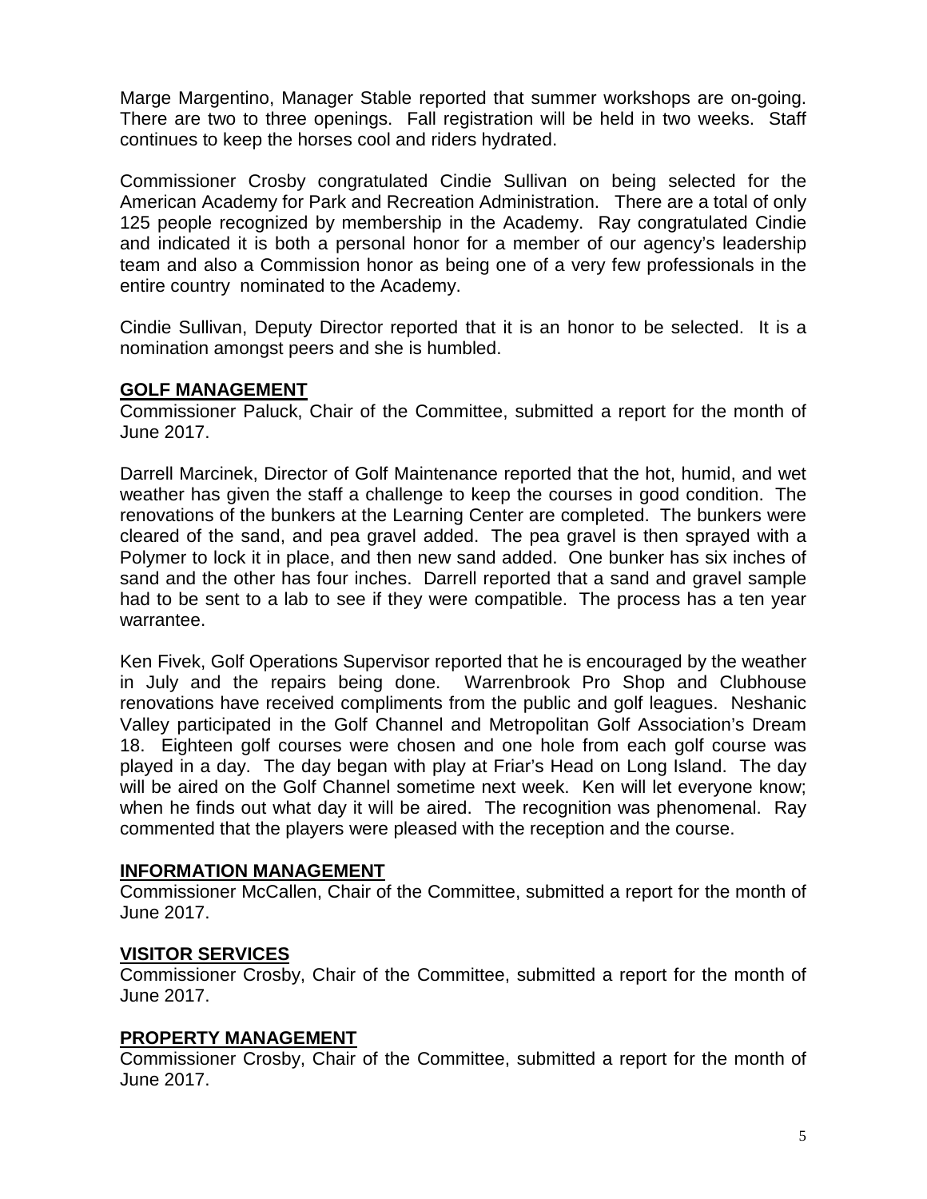Marge Margentino, Manager Stable reported that summer workshops are on-going. There are two to three openings. Fall registration will be held in two weeks. Staff continues to keep the horses cool and riders hydrated.

Commissioner Crosby congratulated Cindie Sullivan on being selected for the American Academy for Park and Recreation Administration. There are a total of only 125 people recognized by membership in the Academy. Ray congratulated Cindie and indicated it is both a personal honor for a member of our agency's leadership team and also a Commission honor as being one of a very few professionals in the entire country nominated to the Academy.

Cindie Sullivan, Deputy Director reported that it is an honor to be selected. It is a nomination amongst peers and she is humbled.

## GOLF MANAGEMENT

Commissioner Paluck, Chair of the Committee, submitted a report for the month of June 2017.

Darrell Marcinek, Director of Golf Maintenance reported that the hot, humid, and wet weather has given the staff a challenge to keep the courses in good condition. The renovations of the bunkers at the Learning Center are completed. The bunkers were cleared of the sand, and pea gravel added. The pea gravel is then sprayed with a Polymer to lock it in place, and then new sand added. One bunker has six inches of sand and the other has four inches. Darrell reported that a sand and gravel sample had to be sent to a lab to see if they were compatible. The process has a ten year warrantee.

Ken Fivek, Golf Operations Supervisor reported that he is encouraged by the weather in July and the repairs being done. Warrenbrook Pro Shop and Clubhouse renovations have received compliments from the public and golf leagues. Neshanic Valley participated in the Golf Channel and Metropolitan Golf Association's Dream 18. Eighteen golf courses were chosen and one hole from each golf course was played in a day. The day began with play at Friar's Head on Long Island. The day will be aired on the Golf Channel sometime next week. Ken will let everyone know; when he finds out what day it will be aired. The recognition was phenomenal. Ray commented that the players were pleased with the reception and the course.

## INFORMATION MANAGEMENT

Commissioner McCallen, Chair of the Committee, submitted a report for the month of June 2017.

## VISITOR SERVICES

Commissioner Crosby, Chair of the Committee, submitted a report for the month of June 2017.

## PROPERTY MANAGEMENT

Commissioner Crosby, Chair of the Committee, submitted a report for the month of June 2017.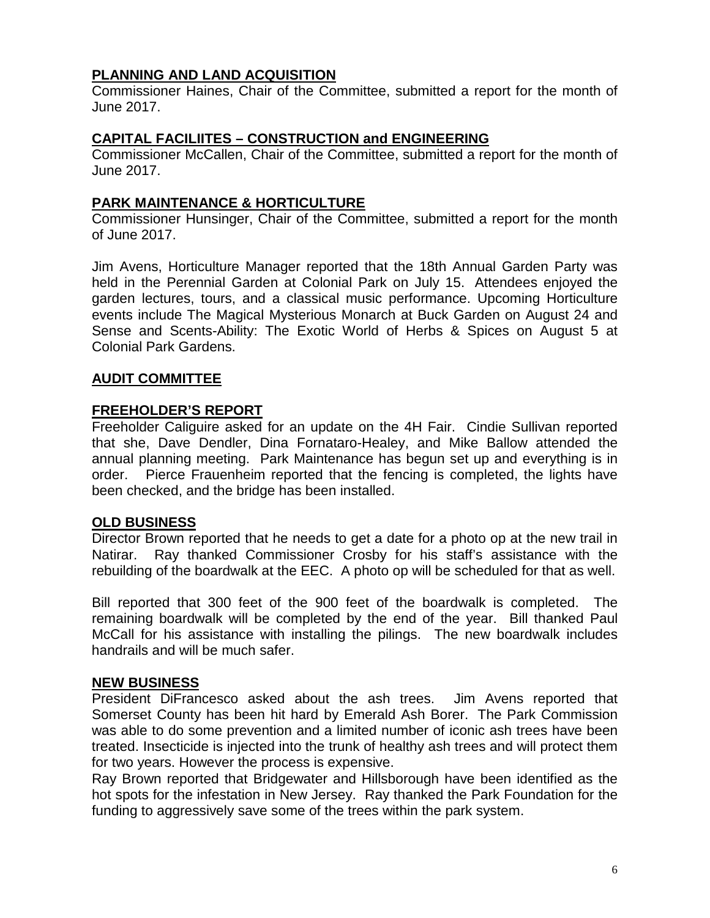**PLANNING AND LAND ACQUISITION**

Commissioner Haines, Chair of the Committee, submitted a report for the month of June 2017.

**CAPITAL FACILIITES – CONSTRUCTION and ENGINEERING**

Commissioner McCallen, Chair of the Committee, submitted a report for the month of June 2017.

**PARK MAINTENANCE & HORTICULTURE**

Commissioner Hunsinger, Chair of the Committee, submitted a report for the month of June 2017.

Jim Avens, Horticulture Manager reported that the 18th Annual Garden Party was held in the Perennial Garden at Colonial Park on July 15. Attendees enjoyed the garden lectures, tours, and a classical music performance. Upcoming Horticulture events include The Magical Mysterious Monarch at Buck Garden on August 24 and Sense and Scents-Ability: The Exotic World of Herbs & Spices on August 5 at Colonial Park Gardens.

**AUDIT COMMITTEE**

**FREEHOLDER'S REPORT**

Freeholder Caliguire asked for an update on the 4H Fair. Cindie Sullivan reported that she, Dave Dendler, Dina Fornataro-Healey, and Mike Ballow attended the annual planning meeting. Park Maintenance has begun set up and everything is in order. Pierce Frauenheim reported that the fencing is completed, the lights have been checked, and the bridge has been installed.

**OLD BUSINESS**

Director Brown reported that he needs to get a date for a photo op at the new trail in Natirar. Ray thanked Commissioner Crosby for his staff's assistance with the rebuilding of the boardwalk at the EEC. A photo op will be scheduled for that as well.

Bill reported that 300 feet of the 900 feet of the boardwalk is completed. The remaining boardwalk will be completed by the end of the year. Bill thanked Paul McCall for his assistance with installing the pilings. The new boardwalk includes handrails and will be much safer.

**NEW BUSINESS**

President DiFrancesco asked about the ash trees. Jim Avens reported that Somerset County has been hit hard by Emerald Ash Borer. The Park Commission was able to do some prevention and a limited number of iconic ash trees have been treated. Insecticide is injected into the trunk of healthy ash trees and will protect them for two years. However the process is expensive.

Ray Brown reported that Bridgewater and Hillsborough have been identified as the hot spots for the infestation in New Jersey. Ray thanked the Park Foundation for the funding to aggressively save some of the trees within the park system.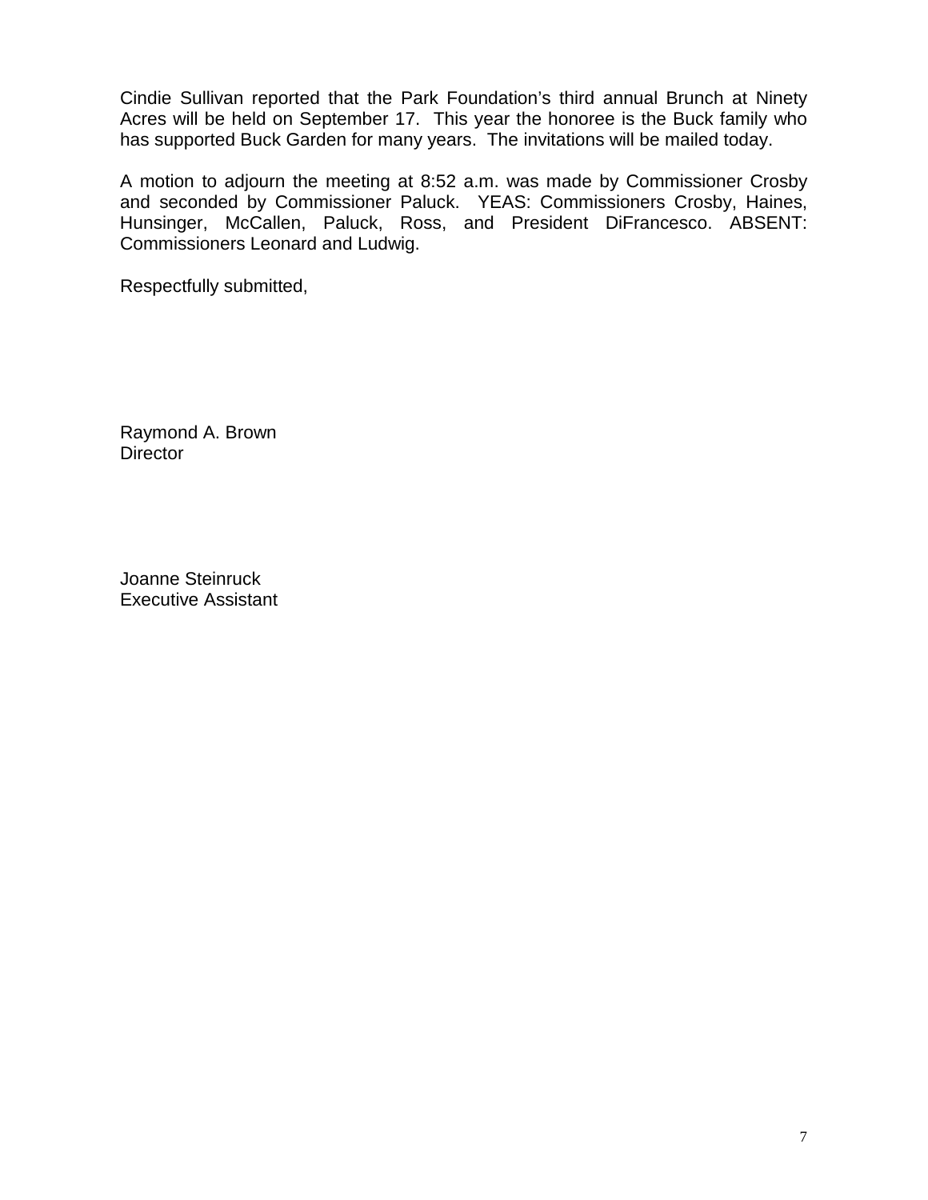Cindie Sullivan reported that the Park Foundation's third annual Brunch at Ninety Acres will be held on September 17. This year the honoree is the Buck family who has supported Buck Garden for many years. The invitations will be mailed today.

A motion to adjourn the meeting at 8:52 a.m. was made by Commissioner Crosby and seconded by Commissioner Paluck. YEAS: Commissioners Crosby, Haines, Hunsinger, McCallen, Paluck, Ross, and President DiFrancesco. ABSENT: Commissioners Leonard and Ludwig.

Respectfully submitted,

Raymond A. Brown
Director

Joanne Steinruck
Executive Assistant